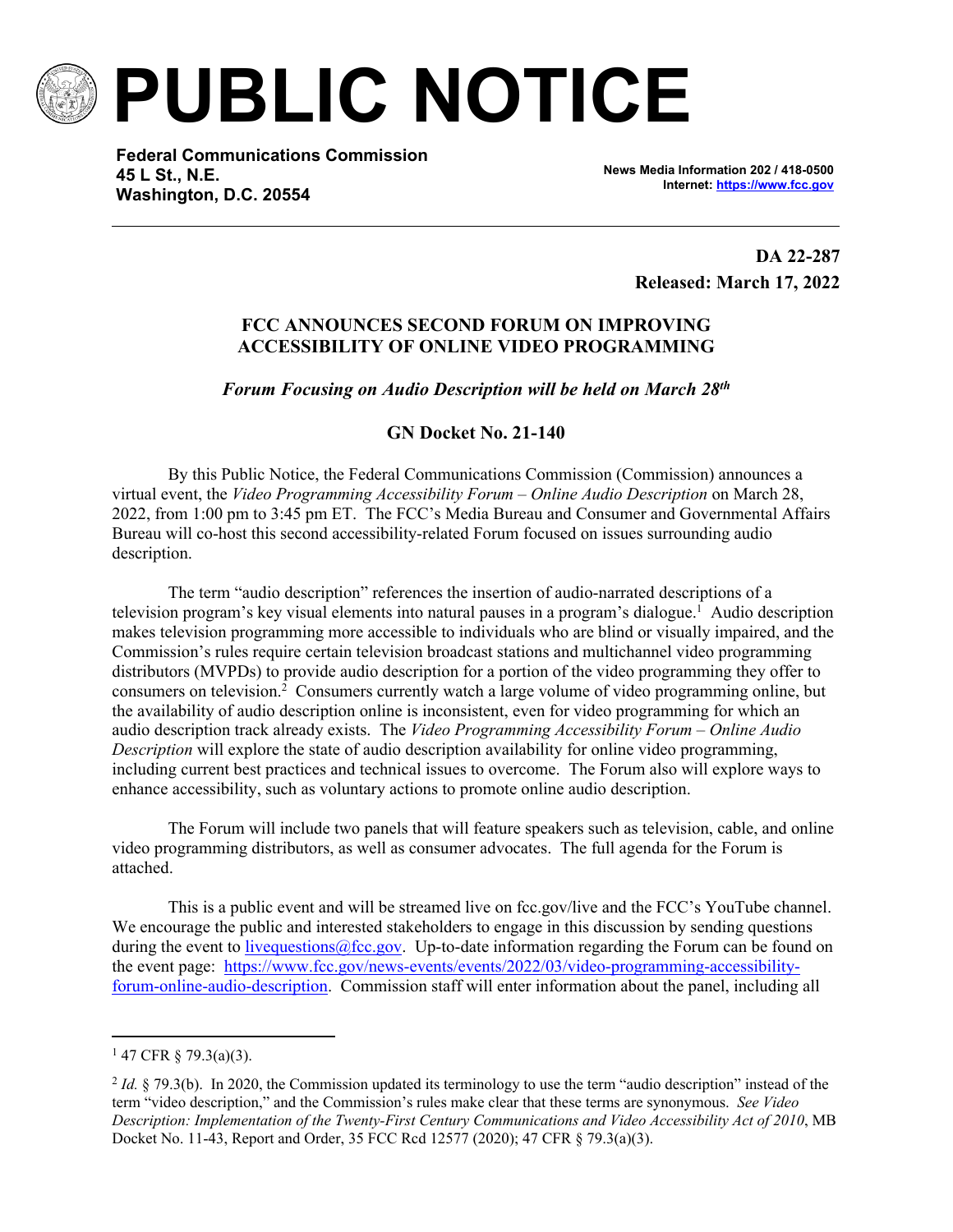# PUBLIC NOTICE

**Federal Communications Commission**
**45 L St., N.E.**
**Washington, D.C. 20554**

**News Media Information 202 / 418-0500**
**Internet: https://www.fcc.gov**

**DA 22-287**
**Released: March 17, 2022**

## FCC ANNOUNCES SECOND FORUM ON IMPROVING ACCESSIBILITY OF ONLINE VIDEO PROGRAMMING

***Forum Focusing on Audio Description will be held on March 28th***

### GN Docket No. 21-140

By this Public Notice, the Federal Communications Commission (Commission) announces a virtual event, the *Video Programming Accessibility Forum – Online Audio Description* on March 28, 2022, from 1:00 pm to 3:45 pm ET. The FCC's Media Bureau and Consumer and Governmental Affairs Bureau will co-host this second accessibility-related Forum focused on issues surrounding audio description.

The term "audio description" references the insertion of audio-narrated descriptions of a television program's key visual elements into natural pauses in a program's dialogue.[1] Audio description makes television programming more accessible to individuals who are blind or visually impaired, and the Commission's rules require certain television broadcast stations and multichannel video programming distributors (MVPDs) to provide audio description for a portion of the video programming they offer to consumers on television.[2] Consumers currently watch a large volume of video programming online, but the availability of audio description online is inconsistent, even for video programming for which an audio description track already exists. The *Video Programming Accessibility Forum – Online Audio Description* will explore the state of audio description availability for online video programming, including current best practices and technical issues to overcome. The Forum also will explore ways to enhance accessibility, such as voluntary actions to promote online audio description.

The Forum will include two panels that will feature speakers such as television, cable, and online video programming distributors, as well as consumer advocates. The full agenda for the Forum is attached.

This is a public event and will be streamed live on fcc.gov/live and the FCC's YouTube channel. We encourage the public and interested stakeholders to engage in this discussion by sending questions during the event to livequestions@fcc.gov. Up-to-date information regarding the Forum can be found on the event page: https://www.fcc.gov/news-events/events/2022/03/video-programming-accessibility-forum-online-audio-description. Commission staff will enter information about the panel, including all

---

[1] 47 CFR § 79.3(a)(3).

[2] *Id.* § 79.3(b). In 2020, the Commission updated its terminology to use the term "audio description" instead of the term "video description," and the Commission's rules make clear that these terms are synonymous. *See Video Description: Implementation of the Twenty-First Century Communications and Video Accessibility Act of 2010*, MB Docket No. 11-43, Report and Order, 35 FCC Rcd 12577 (2020); 47 CFR § 79.3(a)(3).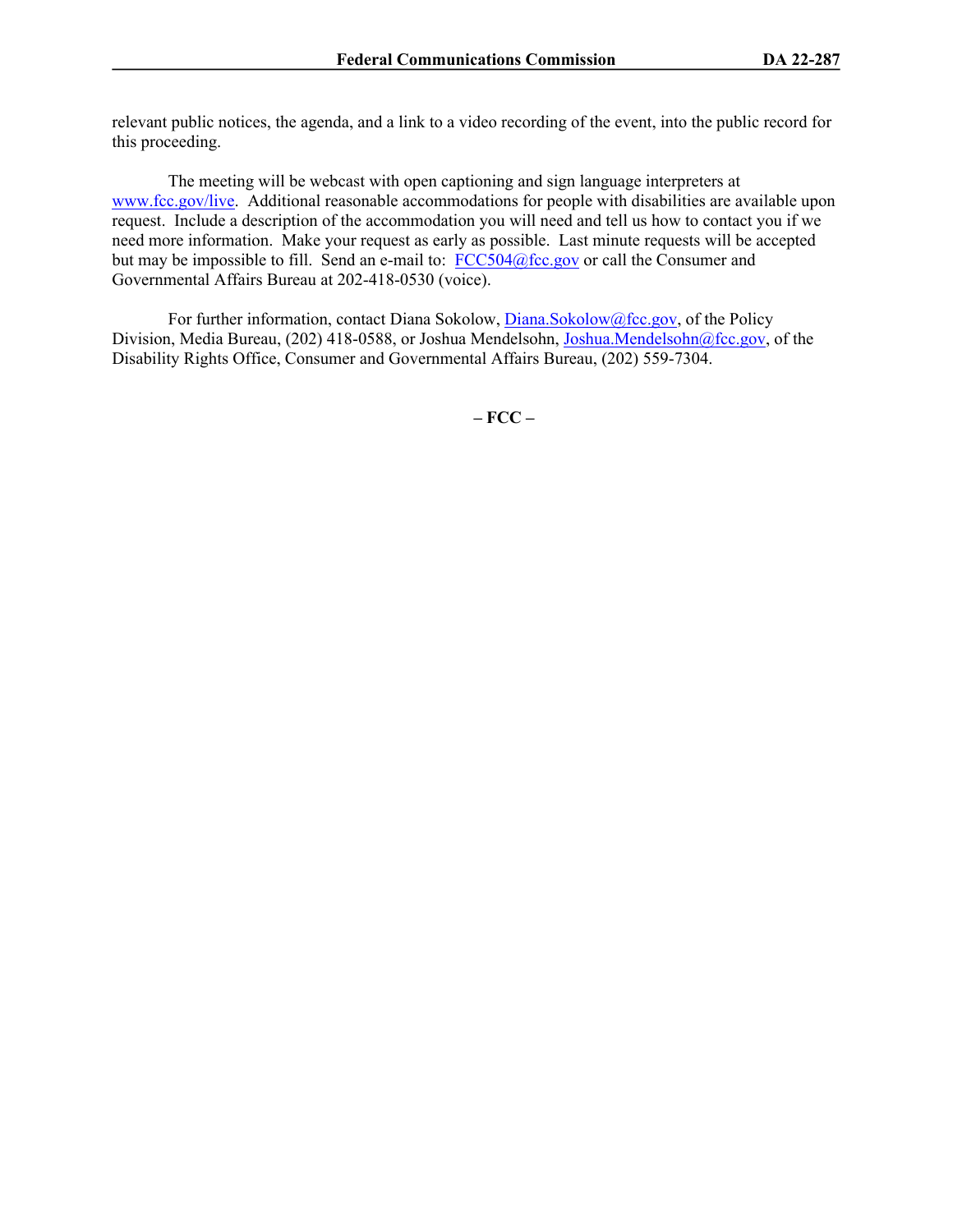relevant public notices, the agenda, and a link to a video recording of the event, into the public record for this proceeding.

The meeting will be webcast with open captioning and sign language interpreters at www.fcc.gov/live. Additional reasonable accommodations for people with disabilities are available upon request. Include a description of the accommodation you will need and tell us how to contact you if we need more information. Make your request as early as possible. Last minute requests will be accepted but may be impossible to fill. Send an e-mail to: FCC504@fcc.gov or call the Consumer and Governmental Affairs Bureau at 202-418-0530 (voice).

For further information, contact Diana Sokolow, Diana.Sokolow@fcc.gov, of the Policy Division, Media Bureau, (202) 418-0588, or Joshua Mendelsohn, Joshua.Mendelsohn@fcc.gov, of the Disability Rights Office, Consumer and Governmental Affairs Bureau, (202) 559-7304.

**– FCC –**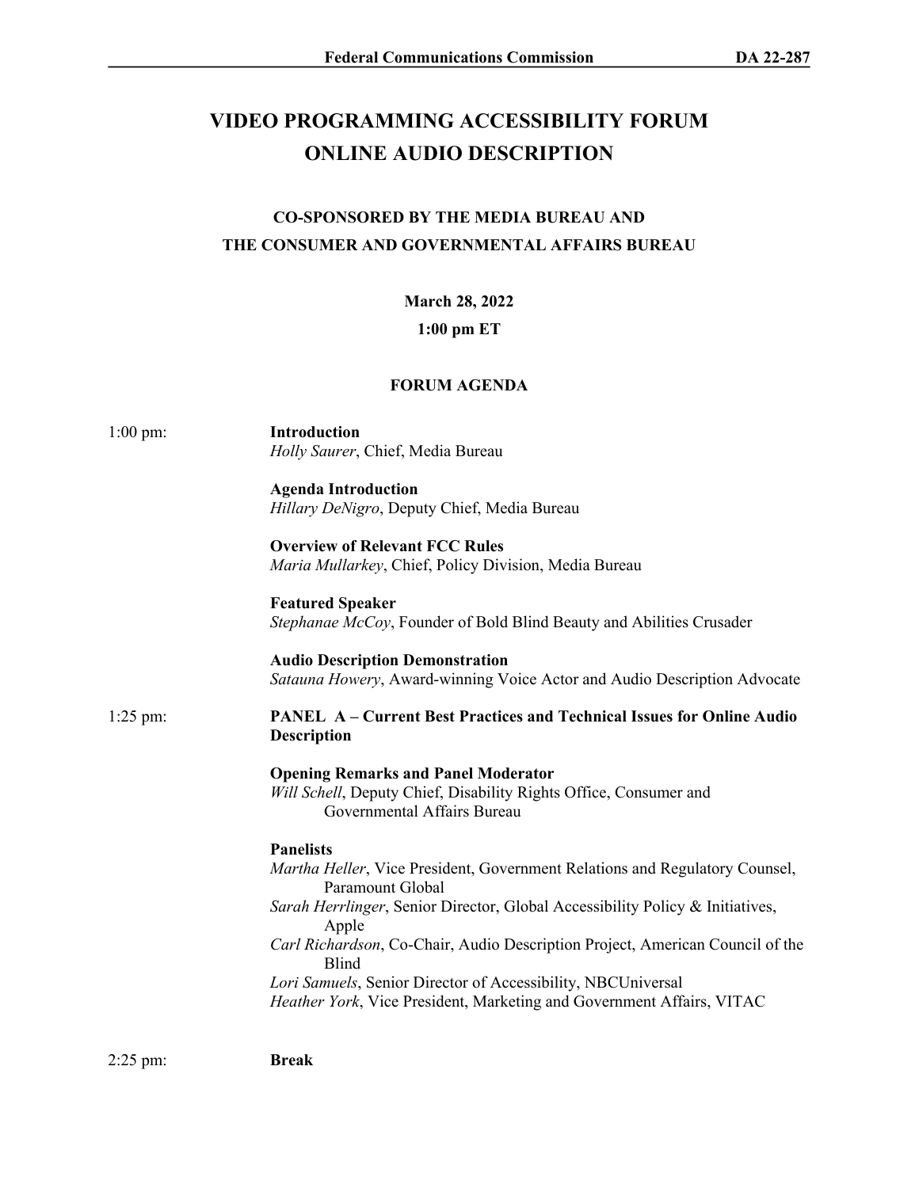# VIDEO PROGRAMMING ACCESSIBILITY FORUM
# ONLINE AUDIO DESCRIPTION

### CO-SPONSORED BY THE MEDIA BUREAU AND THE CONSUMER AND GOVERNMENTAL AFFAIRS BUREAU

**March 28, 2022**

**1:00 pm ET**

### FORUM AGENDA

1:00 pm:

**Introduction**
*Holly Saurer*, Chief, Media Bureau

**Agenda Introduction**
*Hillary DeNigro*, Deputy Chief, Media Bureau

**Overview of Relevant FCC Rules**
*Maria Mullarkey*, Chief, Policy Division, Media Bureau

**Featured Speaker**
*Stephanae McCoy*, Founder of Bold Blind Beauty and Abilities Crusader

**Audio Description Demonstration**
*Satauna Howery*, Award-winning Voice Actor and Audio Description Advocate

1:25 pm:

**PANEL A – Current Best Practices and Technical Issues for Online Audio Description**

**Opening Remarks and Panel Moderator**
*Will Schell*, Deputy Chief, Disability Rights Office, Consumer and Governmental Affairs Bureau

**Panelists**
*Martha Heller*, Vice President, Government Relations and Regulatory Counsel, Paramount Global
*Sarah Herrlinger*, Senior Director, Global Accessibility Policy & Initiatives, Apple
*Carl Richardson*, Co-Chair, Audio Description Project, American Council of the Blind
*Lori Samuels*, Senior Director of Accessibility, NBCUniversal
*Heather York*, Vice President, Marketing and Government Affairs, VITAC

2:25 pm:

**Break**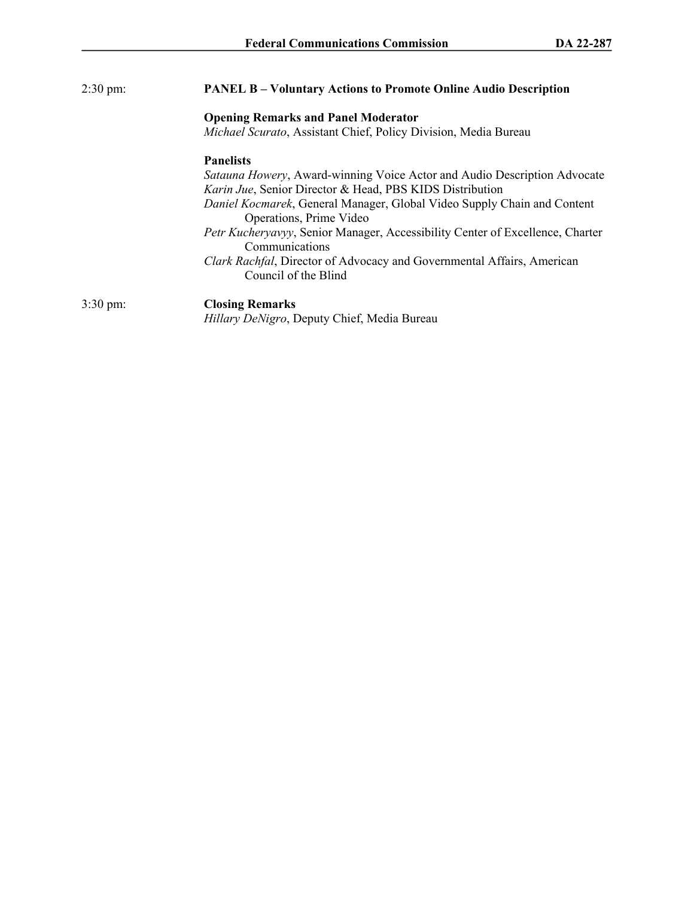2:30 pm: **PANEL B – Voluntary Actions to Promote Online Audio Description**

**Opening Remarks and Panel Moderator**
*Michael Scurato*, Assistant Chief, Policy Division, Media Bureau

**Panelists**
*Satauna Howery*, Award-winning Voice Actor and Audio Description Advocate
*Karin Jue*, Senior Director & Head, PBS KIDS Distribution
*Daniel Kocmarek*, General Manager, Global Video Supply Chain and Content Operations, Prime Video
*Petr Kucheryavyy*, Senior Manager, Accessibility Center of Excellence, Charter Communications
*Clark Rachfal*, Director of Advocacy and Governmental Affairs, American Council of the Blind

3:30 pm: **Closing Remarks**
*Hillary DeNigro*, Deputy Chief, Media Bureau